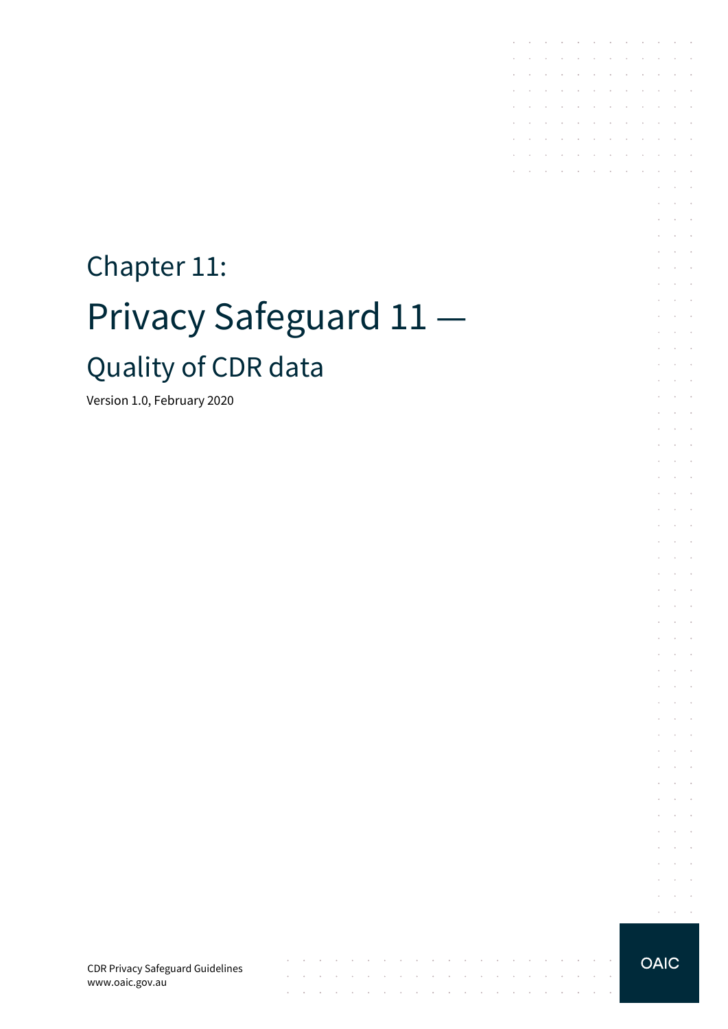# Chapter 11:

# Privacy Safeguard 11 —

## Quality of CDR data

Version 1.0, February 2020

CDR Privacy Safeguard Guidelines
www.oaic.gov.au

OAIC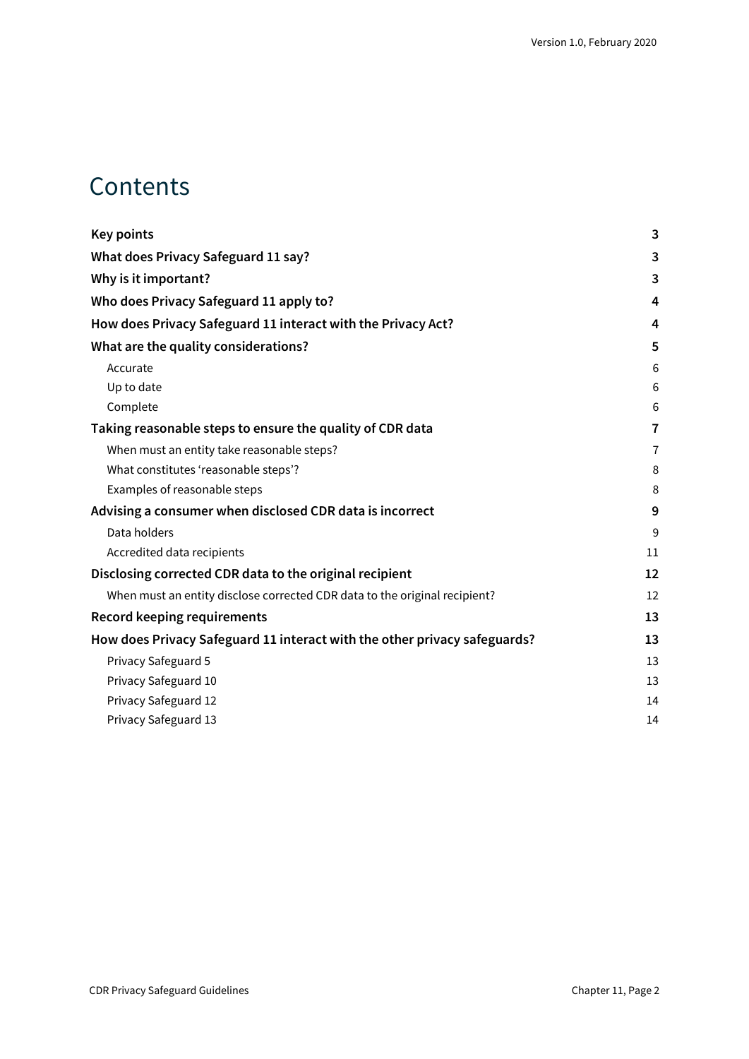# Contents

| | |
|---|---|
| **Key points** | **3** |
| **What does Privacy Safeguard 11 say?** | **3** |
| **Why is it important?** | **3** |
| **Who does Privacy Safeguard 11 apply to?** | **4** |
| **How does Privacy Safeguard 11 interact with the Privacy Act?** | **4** |
| **What are the quality considerations?** | **5** |
| Accurate | 6 |
| Up to date | 6 |
| Complete | 6 |
| **Taking reasonable steps to ensure the quality of CDR data** | **7** |
| When must an entity take reasonable steps? | 7 |
| What constitutes 'reasonable steps'? | 8 |
| Examples of reasonable steps | 8 |
| **Advising a consumer when disclosed CDR data is incorrect** | **9** |
| Data holders | 9 |
| Accredited data recipients | 11 |
| **Disclosing corrected CDR data to the original recipient** | **12** |
| When must an entity disclose corrected CDR data to the original recipient? | 12 |
| **Record keeping requirements** | **13** |
| **How does Privacy Safeguard 11 interact with the other privacy safeguards?** | **13** |
| Privacy Safeguard 5 | 13 |
| Privacy Safeguard 10 | 13 |
| Privacy Safeguard 12 | 14 |
| Privacy Safeguard 13 | 14 |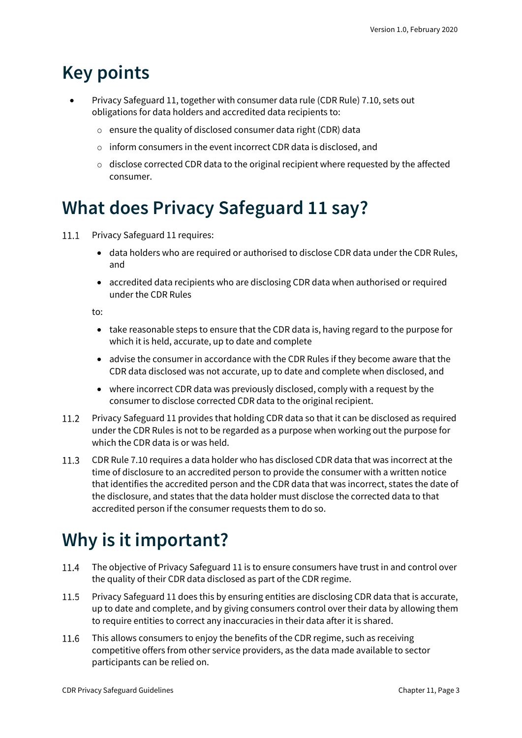# Key points

- Privacy Safeguard 11, together with consumer data rule (CDR Rule) 7.10, sets out obligations for data holders and accredited data recipients to:
  - ensure the quality of disclosed consumer data right (CDR) data
  - inform consumers in the event incorrect CDR data is disclosed, and
  - disclose corrected CDR data to the original recipient where requested by the affected consumer.

# What does Privacy Safeguard 11 say?

11.1 Privacy Safeguard 11 requires:

- data holders who are required or authorised to disclose CDR data under the CDR Rules, and
- accredited data recipients who are disclosing CDR data when authorised or required under the CDR Rules

to:

- take reasonable steps to ensure that the CDR data is, having regard to the purpose for which it is held, accurate, up to date and complete
- advise the consumer in accordance with the CDR Rules if they become aware that the CDR data disclosed was not accurate, up to date and complete when disclosed, and
- where incorrect CDR data was previously disclosed, comply with a request by the consumer to disclose corrected CDR data to the original recipient.

11.2 Privacy Safeguard 11 provides that holding CDR data so that it can be disclosed as required under the CDR Rules is not to be regarded as a purpose when working out the purpose for which the CDR data is or was held.

11.3 CDR Rule 7.10 requires a data holder who has disclosed CDR data that was incorrect at the time of disclosure to an accredited person to provide the consumer with a written notice that identifies the accredited person and the CDR data that was incorrect, states the date of the disclosure, and states that the data holder must disclose the corrected data to that accredited person if the consumer requests them to do so.

# Why is it important?

11.4 The objective of Privacy Safeguard 11 is to ensure consumers have trust in and control over the quality of their CDR data disclosed as part of the CDR regime.

11.5 Privacy Safeguard 11 does this by ensuring entities are disclosing CDR data that is accurate, up to date and complete, and by giving consumers control over their data by allowing them to require entities to correct any inaccuracies in their data after it is shared.

11.6 This allows consumers to enjoy the benefits of the CDR regime, such as receiving competitive offers from other service providers, as the data made available to sector participants can be relied on.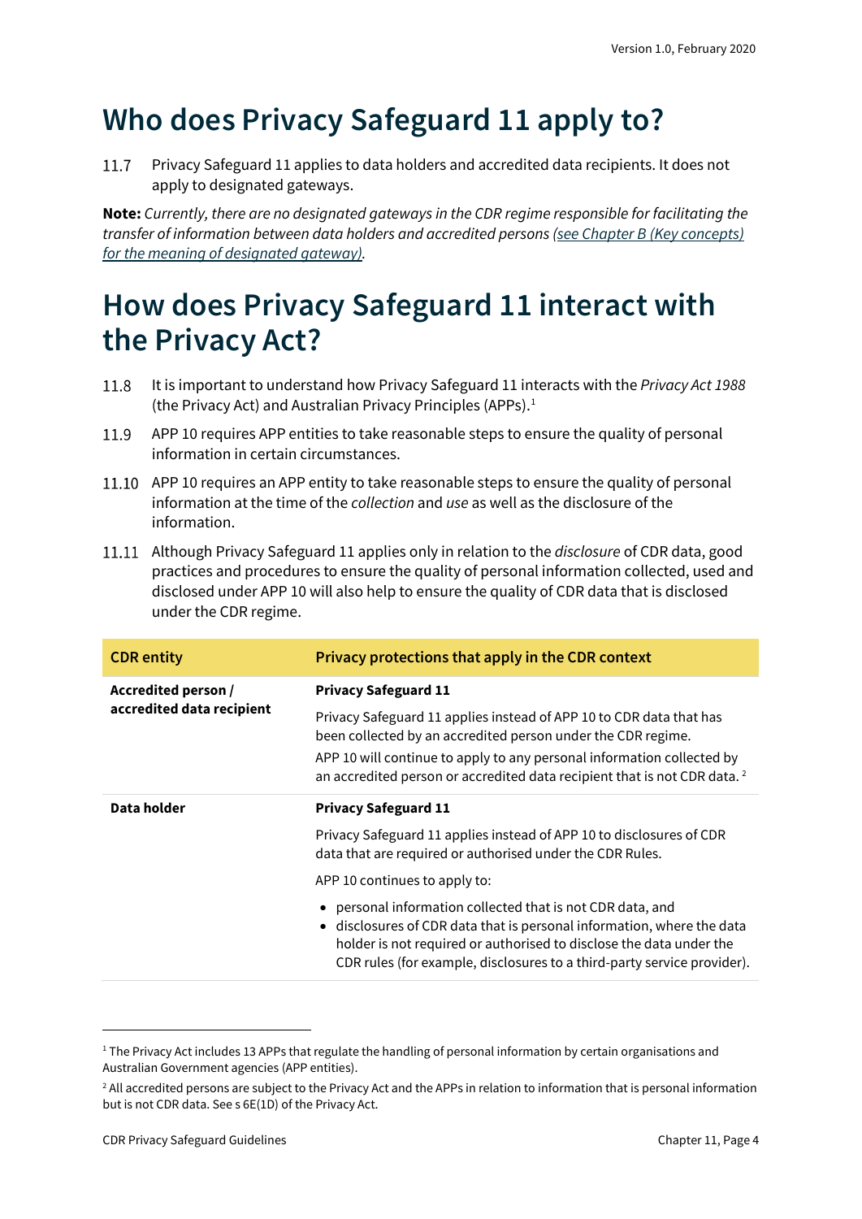# Who does Privacy Safeguard 11 apply to?

11.7 Privacy Safeguard 11 applies to data holders and accredited data recipients. It does not apply to designated gateways.

**Note:** *Currently, there are no designated gateways in the CDR regime responsible for facilitating the transfer of information between data holders and accredited persons* *(see Chapter B (Key concepts) for the meaning of designated gateway).*

# How does Privacy Safeguard 11 interact with the Privacy Act?

11.8 It is important to understand how Privacy Safeguard 11 interacts with the *Privacy Act 1988* (the Privacy Act) and Australian Privacy Principles (APPs).[1]

11.9 APP 10 requires APP entities to take reasonable steps to ensure the quality of personal information in certain circumstances.

11.10 APP 10 requires an APP entity to take reasonable steps to ensure the quality of personal information at the time of the *collection* and *use* as well as the disclosure of the information.

11.11 Although Privacy Safeguard 11 applies only in relation to the *disclosure* of CDR data, good practices and procedures to ensure the quality of personal information collected, used and disclosed under APP 10 will also help to ensure the quality of CDR data that is disclosed under the CDR regime.

| CDR entity | Privacy protections that apply in the CDR context |
| --- | --- |
| **Accredited person / accredited data recipient** | **Privacy Safeguard 11**<br><br>Privacy Safeguard 11 applies instead of APP 10 to CDR data that has been collected by an accredited person under the CDR regime.<br><br>APP 10 will continue to apply to any personal information collected by an accredited person or accredited data recipient that is not CDR data.[2] |
| **Data holder** | **Privacy Safeguard 11**<br><br>Privacy Safeguard 11 applies instead of APP 10 to disclosures of CDR data that are required or authorised under the CDR Rules.<br><br>APP 10 continues to apply to:<br><br>• personal information collected that is not CDR data, and<br>• disclosures of CDR data that is personal information, where the data holder is not required or authorised to disclose the data under the CDR rules (for example, disclosures to a third-party service provider). |

[1] The Privacy Act includes 13 APPs that regulate the handling of personal information by certain organisations and Australian Government agencies (APP entities).

[2] All accredited persons are subject to the Privacy Act and the APPs in relation to information that is personal information but is not CDR data. See s 6E(1D) of the Privacy Act.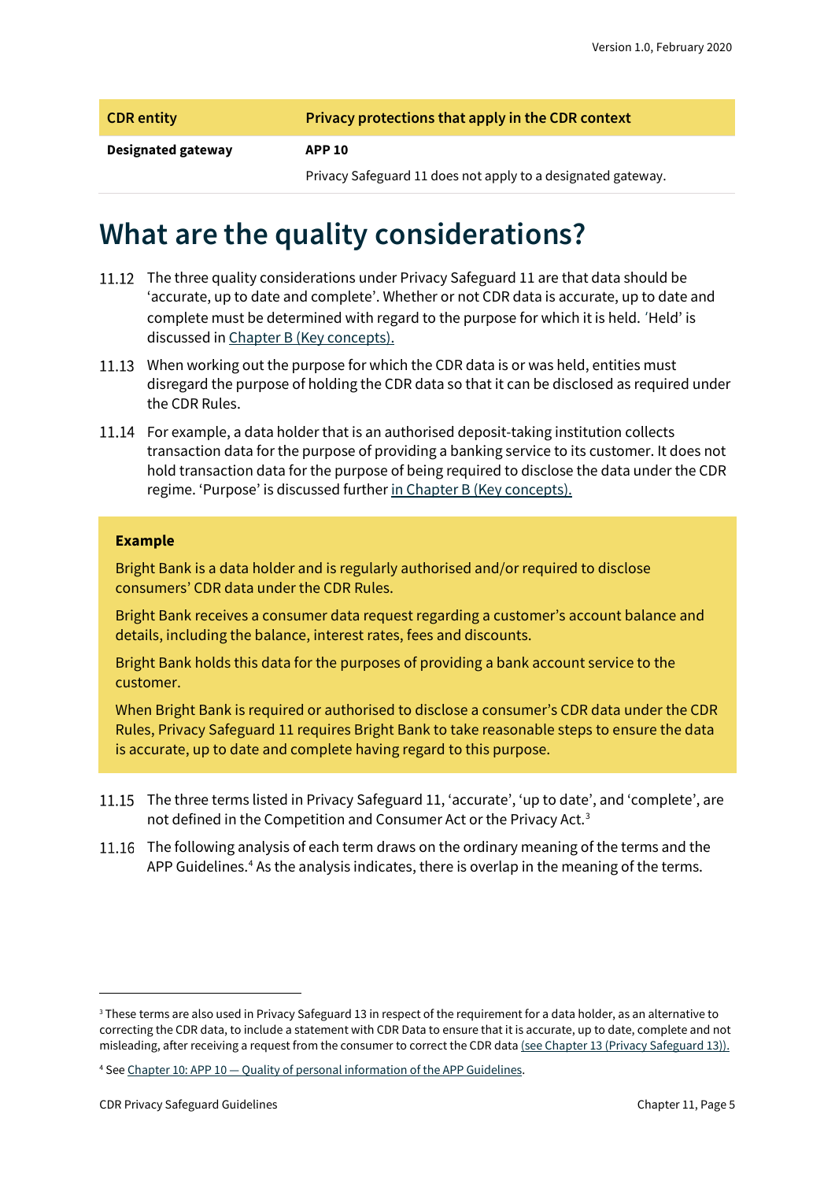| CDR entity | Privacy protections that apply in the CDR context |
|---|---|
| **Designated gateway** | **APP 10**<br>Privacy Safeguard 11 does not apply to a designated gateway. |

# What are the quality considerations?

11.12 The three quality considerations under Privacy Safeguard 11 are that data should be 'accurate, up to date and complete'. Whether or not CDR data is accurate, up to date and complete must be determined with regard to the purpose for which it is held. 'Held' is discussed in Chapter B (Key concepts).

11.13 When working out the purpose for which the CDR data is or was held, entities must disregard the purpose of holding the CDR data so that it can be disclosed as required under the CDR Rules.

11.14 For example, a data holder that is an authorised deposit-taking institution collects transaction data for the purpose of providing a banking service to its customer. It does not hold transaction data for the purpose of being required to disclose the data under the CDR regime. 'Purpose' is discussed further in Chapter B (Key concepts).

> **Example**
>
> Bright Bank is a data holder and is regularly authorised and/or required to disclose consumers' CDR data under the CDR Rules.
>
> Bright Bank receives a consumer data request regarding a customer's account balance and details, including the balance, interest rates, fees and discounts.
>
> Bright Bank holds this data for the purposes of providing a bank account service to the customer.
>
> When Bright Bank is required or authorised to disclose a consumer's CDR data under the CDR Rules, Privacy Safeguard 11 requires Bright Bank to take reasonable steps to ensure the data is accurate, up to date and complete having regard to this purpose.

11.15 The three terms listed in Privacy Safeguard 11, 'accurate', 'up to date', and 'complete', are not defined in the Competition and Consumer Act or the Privacy Act.[3]

11.16 The following analysis of each term draws on the ordinary meaning of the terms and the APP Guidelines.[4] As the analysis indicates, there is overlap in the meaning of the terms.

---

[3] These terms are also used in Privacy Safeguard 13 in respect of the requirement for a data holder, as an alternative to correcting the CDR data, to include a statement with CDR Data to ensure that it is accurate, up to date, complete and not misleading, after receiving a request from the consumer to correct the CDR data (see Chapter 13 (Privacy Safeguard 13)).

[4] See Chapter 10: APP 10 — Quality of personal information of the APP Guidelines.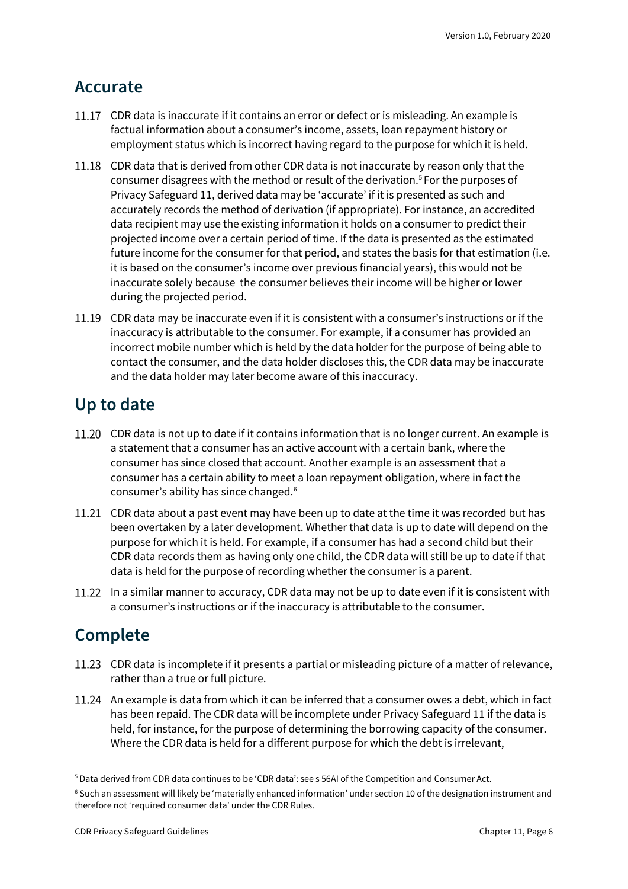## Accurate

11.17 CDR data is inaccurate if it contains an error or defect or is misleading. An example is factual information about a consumer's income, assets, loan repayment history or employment status which is incorrect having regard to the purpose for which it is held.

11.18 CDR data that is derived from other CDR data is not inaccurate by reason only that the consumer disagrees with the method or result of the derivation.[5] For the purposes of Privacy Safeguard 11, derived data may be 'accurate' if it is presented as such and accurately records the method of derivation (if appropriate). For instance, an accredited data recipient may use the existing information it holds on a consumer to predict their projected income over a certain period of time. If the data is presented as the estimated future income for the consumer for that period, and states the basis for that estimation (i.e. it is based on the consumer's income over previous financial years), this would not be inaccurate solely because the consumer believes their income will be higher or lower during the projected period.

11.19 CDR data may be inaccurate even if it is consistent with a consumer's instructions or if the inaccuracy is attributable to the consumer. For example, if a consumer has provided an incorrect mobile number which is held by the data holder for the purpose of being able to contact the consumer, and the data holder discloses this, the CDR data may be inaccurate and the data holder may later become aware of this inaccuracy.

## Up to date

11.20 CDR data is not up to date if it contains information that is no longer current. An example is a statement that a consumer has an active account with a certain bank, where the consumer has since closed that account. Another example is an assessment that a consumer has a certain ability to meet a loan repayment obligation, where in fact the consumer's ability has since changed.[6]

11.21 CDR data about a past event may have been up to date at the time it was recorded but has been overtaken by a later development. Whether that data is up to date will depend on the purpose for which it is held. For example, if a consumer has had a second child but their CDR data records them as having only one child, the CDR data will still be up to date if that data is held for the purpose of recording whether the consumer is a parent.

11.22 In a similar manner to accuracy, CDR data may not be up to date even if it is consistent with a consumer's instructions or if the inaccuracy is attributable to the consumer.

## Complete

11.23 CDR data is incomplete if it presents a partial or misleading picture of a matter of relevance, rather than a true or full picture.

11.24 An example is data from which it can be inferred that a consumer owes a debt, which in fact has been repaid. The CDR data will be incomplete under Privacy Safeguard 11 if the data is held, for instance, for the purpose of determining the borrowing capacity of the consumer. Where the CDR data is held for a different purpose for which the debt is irrelevant,

---

[5] Data derived from CDR data continues to be 'CDR data': see s 56AI of the Competition and Consumer Act.

[6] Such an assessment will likely be 'materially enhanced information' under section 10 of the designation instrument and therefore not 'required consumer data' under the CDR Rules.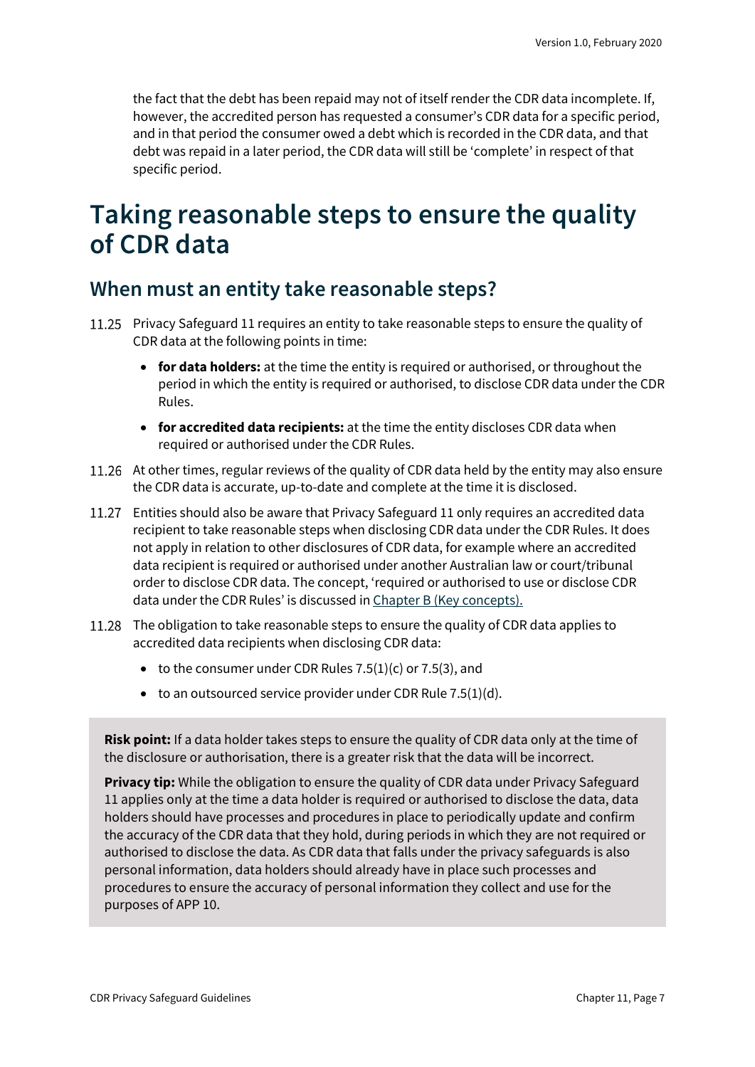the fact that the debt has been repaid may not of itself render the CDR data incomplete. If, however, the accredited person has requested a consumer's CDR data for a specific period, and in that period the consumer owed a debt which is recorded in the CDR data, and that debt was repaid in a later period, the CDR data will still be 'complete' in respect of that specific period.

# Taking reasonable steps to ensure the quality of CDR data

## When must an entity take reasonable steps?

11.25 Privacy Safeguard 11 requires an entity to take reasonable steps to ensure the quality of CDR data at the following points in time:

- **for data holders:** at the time the entity is required or authorised, or throughout the period in which the entity is required or authorised, to disclose CDR data under the CDR Rules.
- **for accredited data recipients:** at the time the entity discloses CDR data when required or authorised under the CDR Rules.

11.26 At other times, regular reviews of the quality of CDR data held by the entity may also ensure the CDR data is accurate, up-to-date and complete at the time it is disclosed.

11.27 Entities should also be aware that Privacy Safeguard 11 only requires an accredited data recipient to take reasonable steps when disclosing CDR data under the CDR Rules. It does not apply in relation to other disclosures of CDR data, for example where an accredited data recipient is required or authorised under another Australian law or court/tribunal order to disclose CDR data. The concept, 'required or authorised to use or disclose CDR data under the CDR Rules' is discussed in Chapter B (Key concepts).

11.28 The obligation to take reasonable steps to ensure the quality of CDR data applies to accredited data recipients when disclosing CDR data:

- to the consumer under CDR Rules 7.5(1)(c) or 7.5(3), and
- to an outsourced service provider under CDR Rule 7.5(1)(d).

**Risk point:** If a data holder takes steps to ensure the quality of CDR data only at the time of the disclosure or authorisation, there is a greater risk that the data will be incorrect.

**Privacy tip:** While the obligation to ensure the quality of CDR data under Privacy Safeguard 11 applies only at the time a data holder is required or authorised to disclose the data, data holders should have processes and procedures in place to periodically update and confirm the accuracy of the CDR data that they hold, during periods in which they are not required or authorised to disclose the data. As CDR data that falls under the privacy safeguards is also personal information, data holders should already have in place such processes and procedures to ensure the accuracy of personal information they collect and use for the purposes of APP 10.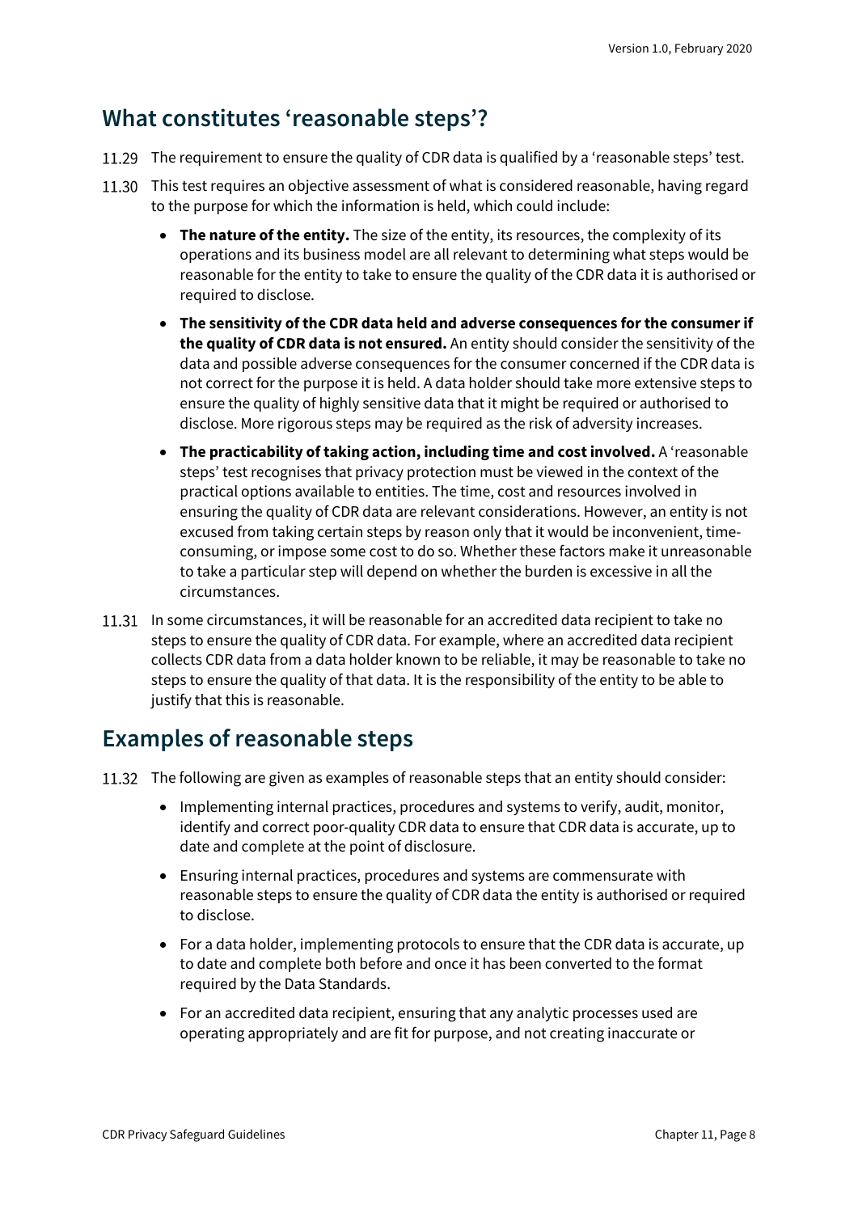## What constitutes 'reasonable steps'?

11.29 The requirement to ensure the quality of CDR data is qualified by a 'reasonable steps' test.

11.30 This test requires an objective assessment of what is considered reasonable, having regard to the purpose for which the information is held, which could include:

- **The nature of the entity.** The size of the entity, its resources, the complexity of its operations and its business model are all relevant to determining what steps would be reasonable for the entity to take to ensure the quality of the CDR data it is authorised or required to disclose.
- **The sensitivity of the CDR data held and adverse consequences for the consumer if the quality of CDR data is not ensured.** An entity should consider the sensitivity of the data and possible adverse consequences for the consumer concerned if the CDR data is not correct for the purpose it is held. A data holder should take more extensive steps to ensure the quality of highly sensitive data that it might be required or authorised to disclose. More rigorous steps may be required as the risk of adversity increases.
- **The practicability of taking action, including time and cost involved.** A 'reasonable steps' test recognises that privacy protection must be viewed in the context of the practical options available to entities. The time, cost and resources involved in ensuring the quality of CDR data are relevant considerations. However, an entity is not excused from taking certain steps by reason only that it would be inconvenient, time-consuming, or impose some cost to do so. Whether these factors make it unreasonable to take a particular step will depend on whether the burden is excessive in all the circumstances.

11.31 In some circumstances, it will be reasonable for an accredited data recipient to take no steps to ensure the quality of CDR data. For example, where an accredited data recipient collects CDR data from a data holder known to be reliable, it may be reasonable to take no steps to ensure the quality of that data. It is the responsibility of the entity to be able to justify that this is reasonable.

## Examples of reasonable steps

11.32 The following are given as examples of reasonable steps that an entity should consider:

- Implementing internal practices, procedures and systems to verify, audit, monitor, identify and correct poor-quality CDR data to ensure that CDR data is accurate, up to date and complete at the point of disclosure.
- Ensuring internal practices, procedures and systems are commensurate with reasonable steps to ensure the quality of CDR data the entity is authorised or required to disclose.
- For a data holder, implementing protocols to ensure that the CDR data is accurate, up to date and complete both before and once it has been converted to the format required by the Data Standards.
- For an accredited data recipient, ensuring that any analytic processes used are operating appropriately and are fit for purpose, and not creating inaccurate or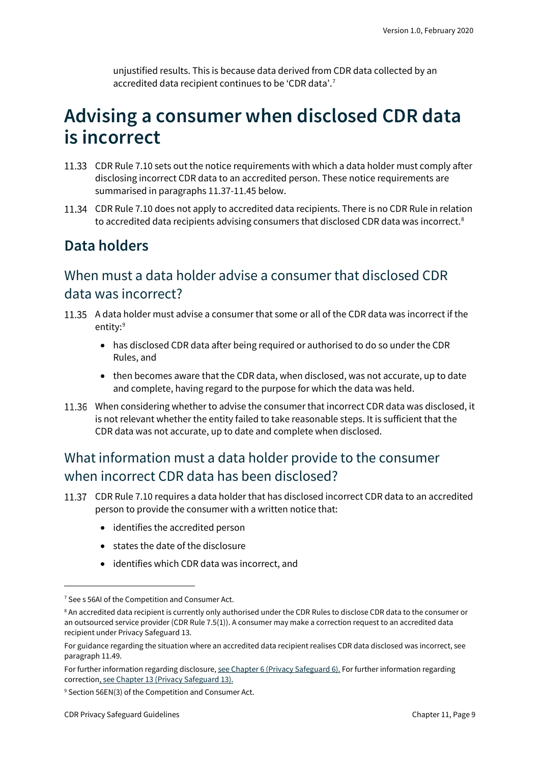unjustified results. This is because data derived from CDR data collected by an accredited data recipient continues to be 'CDR data'.[7]

# Advising a consumer when disclosed CDR data is incorrect

11.33 CDR Rule 7.10 sets out the notice requirements with which a data holder must comply after disclosing incorrect CDR data to an accredited person. These notice requirements are summarised in paragraphs 11.37-11.45 below.

11.34 CDR Rule 7.10 does not apply to accredited data recipients. There is no CDR Rule in relation to accredited data recipients advising consumers that disclosed CDR data was incorrect.[8]

## Data holders

### When must a data holder advise a consumer that disclosed CDR data was incorrect?

11.35 A data holder must advise a consumer that some or all of the CDR data was incorrect if the entity:[9]

- has disclosed CDR data after being required or authorised to do so under the CDR Rules, and
- then becomes aware that the CDR data, when disclosed, was not accurate, up to date and complete, having regard to the purpose for which the data was held.

11.36 When considering whether to advise the consumer that incorrect CDR data was disclosed, it is not relevant whether the entity failed to take reasonable steps. It is sufficient that the CDR data was not accurate, up to date and complete when disclosed.

### What information must a data holder provide to the consumer when incorrect CDR data has been disclosed?

11.37 CDR Rule 7.10 requires a data holder that has disclosed incorrect CDR data to an accredited person to provide the consumer with a written notice that:

- identifies the accredited person
- states the date of the disclosure
- identifies which CDR data was incorrect, and

---

[7] See s 56AI of the Competition and Consumer Act.

[8] An accredited data recipient is currently only authorised under the CDR Rules to disclose CDR data to the consumer or an outsourced service provider (CDR Rule 7.5(1)). A consumer may make a correction request to an accredited data recipient under Privacy Safeguard 13.

For guidance regarding the situation where an accredited data recipient realises CDR data disclosed was incorrect, see paragraph 11.49.

For further information regarding disclosure, see Chapter 6 (Privacy Safeguard 6). For further information regarding correction, see Chapter 13 (Privacy Safeguard 13).

[9] Section 56EN(3) of the Competition and Consumer Act.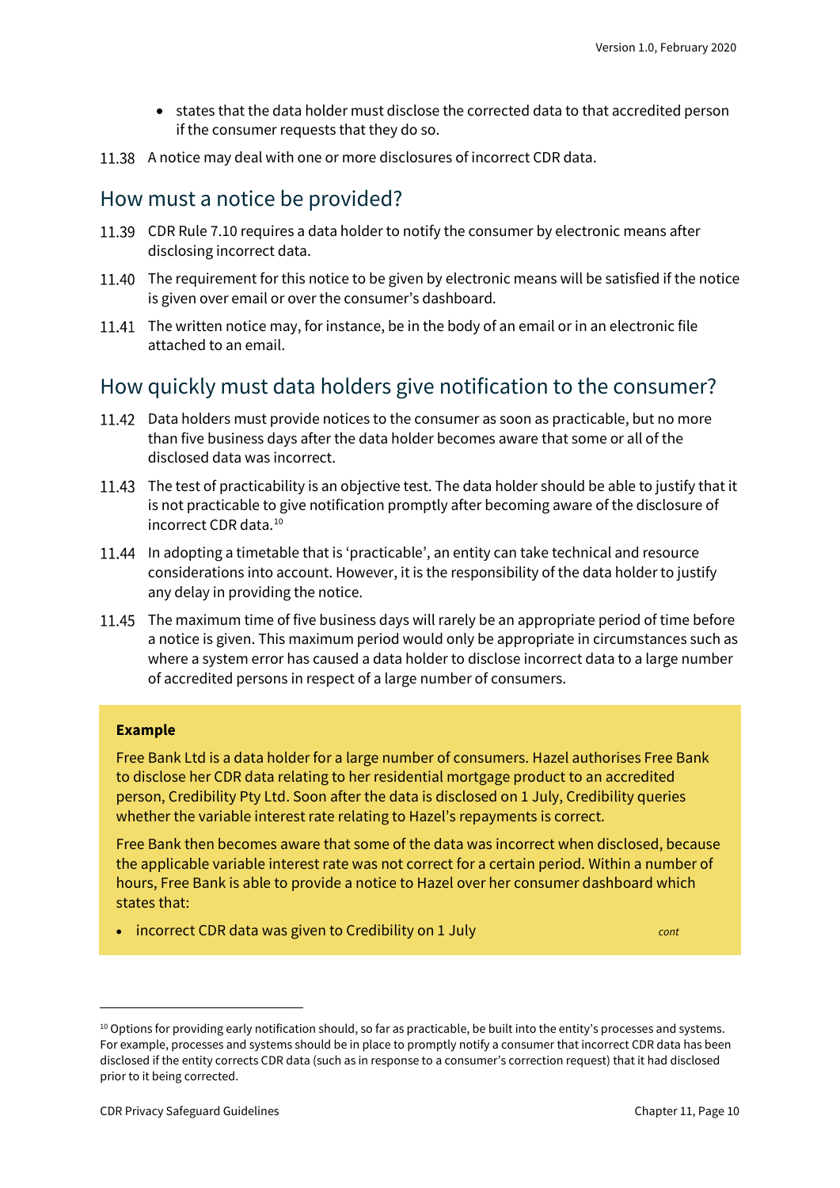- states that the data holder must disclose the corrected data to that accredited person if the consumer requests that they do so.

11.38 A notice may deal with one or more disclosures of incorrect CDR data.

## How must a notice be provided?

11.39 CDR Rule 7.10 requires a data holder to notify the consumer by electronic means after disclosing incorrect data.

11.40 The requirement for this notice to be given by electronic means will be satisfied if the notice is given over email or over the consumer's dashboard.

11.41 The written notice may, for instance, be in the body of an email or in an electronic file attached to an email.

## How quickly must data holders give notification to the consumer?

11.42 Data holders must provide notices to the consumer as soon as practicable, but no more than five business days after the data holder becomes aware that some or all of the disclosed data was incorrect.

11.43 The test of practicability is an objective test. The data holder should be able to justify that it is not practicable to give notification promptly after becoming aware of the disclosure of incorrect CDR data.[10]

11.44 In adopting a timetable that is 'practicable', an entity can take technical and resource considerations into account. However, it is the responsibility of the data holder to justify any delay in providing the notice.

11.45 The maximum time of five business days will rarely be an appropriate period of time before a notice is given. This maximum period would only be appropriate in circumstances such as where a system error has caused a data holder to disclose incorrect data to a large number of accredited persons in respect of a large number of consumers.

**Example**

Free Bank Ltd is a data holder for a large number of consumers. Hazel authorises Free Bank to disclose her CDR data relating to her residential mortgage product to an accredited person, Credibility Pty Ltd. Soon after the data is disclosed on 1 July, Credibility queries whether the variable interest rate relating to Hazel's repayments is correct.

Free Bank then becomes aware that some of the data was incorrect when disclosed, because the applicable variable interest rate was not correct for a certain period. Within a number of hours, Free Bank is able to provide a notice to Hazel over her consumer dashboard which states that:

- incorrect CDR data was given to Credibility on 1 July *cont*

[10] Options for providing early notification should, so far as practicable, be built into the entity's processes and systems. For example, processes and systems should be in place to promptly notify a consumer that incorrect CDR data has been disclosed if the entity corrects CDR data (such as in response to a consumer's correction request) that it had disclosed prior to it being corrected.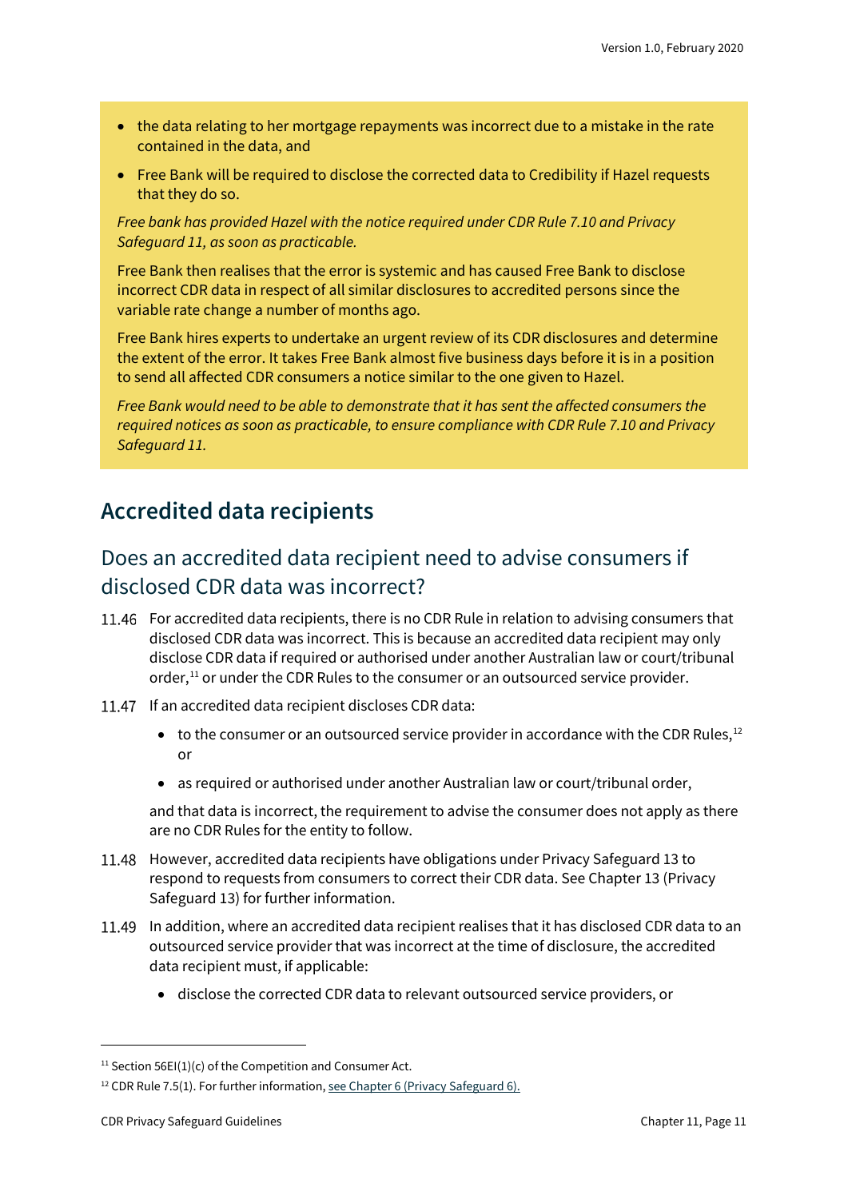- the data relating to her mortgage repayments was incorrect due to a mistake in the rate contained in the data, and
- Free Bank will be required to disclose the corrected data to Credibility if Hazel requests that they do so.

*Free bank has provided Hazel with the notice required under CDR Rule 7.10 and Privacy Safeguard 11, as soon as practicable.*

Free Bank then realises that the error is systemic and has caused Free Bank to disclose incorrect CDR data in respect of all similar disclosures to accredited persons since the variable rate change a number of months ago.

Free Bank hires experts to undertake an urgent review of its CDR disclosures and determine the extent of the error. It takes Free Bank almost five business days before it is in a position to send all affected CDR consumers a notice similar to the one given to Hazel.

*Free Bank would need to be able to demonstrate that it has sent the affected consumers the required notices as soon as practicable, to ensure compliance with CDR Rule 7.10 and Privacy Safeguard 11.*

## Accredited data recipients

### Does an accredited data recipient need to advise consumers if disclosed CDR data was incorrect?

11.46 For accredited data recipients, there is no CDR Rule in relation to advising consumers that disclosed CDR data was incorrect. This is because an accredited data recipient may only disclose CDR data if required or authorised under another Australian law or court/tribunal order,[11] or under the CDR Rules to the consumer or an outsourced service provider.

11.47 If an accredited data recipient discloses CDR data:

- to the consumer or an outsourced service provider in accordance with the CDR Rules,[12] or
- as required or authorised under another Australian law or court/tribunal order,

and that data is incorrect, the requirement to advise the consumer does not apply as there are no CDR Rules for the entity to follow.

11.48 However, accredited data recipients have obligations under Privacy Safeguard 13 to respond to requests from consumers to correct their CDR data. See Chapter 13 (Privacy Safeguard 13) for further information.

11.49 In addition, where an accredited data recipient realises that it has disclosed CDR data to an outsourced service provider that was incorrect at the time of disclosure, the accredited data recipient must, if applicable:

- disclose the corrected CDR data to relevant outsourced service providers, or

---

[11] Section 56EI(1)(c) of the Competition and Consumer Act.

[12] CDR Rule 7.5(1). For further information, see Chapter 6 (Privacy Safeguard 6).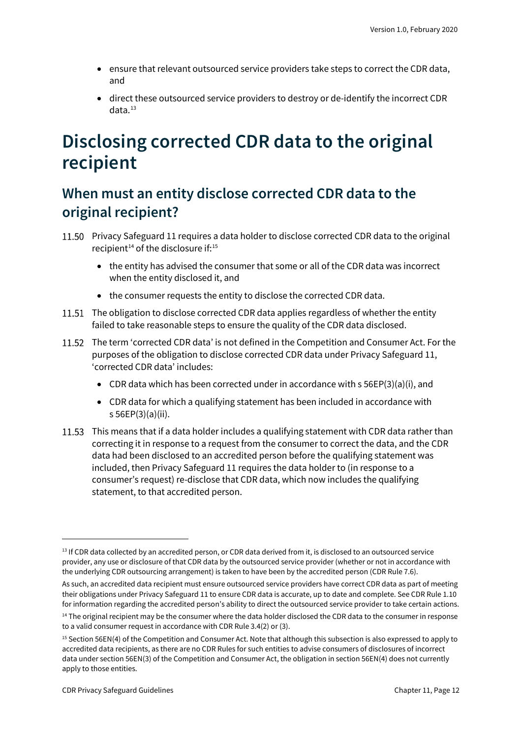- ensure that relevant outsourced service providers take steps to correct the CDR data, and
- direct these outsourced service providers to destroy or de-identify the incorrect CDR data.[13]

# Disclosing corrected CDR data to the original recipient

## When must an entity disclose corrected CDR data to the original recipient?

11.50 Privacy Safeguard 11 requires a data holder to disclose corrected CDR data to the original recipient[14] of the disclosure if:[15]

- the entity has advised the consumer that some or all of the CDR data was incorrect when the entity disclosed it, and
- the consumer requests the entity to disclose the corrected CDR data.

11.51 The obligation to disclose corrected CDR data applies regardless of whether the entity failed to take reasonable steps to ensure the quality of the CDR data disclosed.

11.52 The term 'corrected CDR data' is not defined in the Competition and Consumer Act. For the purposes of the obligation to disclose corrected CDR data under Privacy Safeguard 11, 'corrected CDR data' includes:

- CDR data which has been corrected under in accordance with s 56EP(3)(a)(i), and
- CDR data for which a qualifying statement has been included in accordance with s 56EP(3)(a)(ii).

11.53 This means that if a data holder includes a qualifying statement with CDR data rather than correcting it in response to a request from the consumer to correct the data, and the CDR data had been disclosed to an accredited person before the qualifying statement was included, then Privacy Safeguard 11 requires the data holder to (in response to a consumer's request) re-disclose that CDR data, which now includes the qualifying statement, to that accredited person.

---

[13] If CDR data collected by an accredited person, or CDR data derived from it, is disclosed to an outsourced service provider, any use or disclosure of that CDR data by the outsourced service provider (whether or not in accordance with the underlying CDR outsourcing arrangement) is taken to have been by the accredited person (CDR Rule 7.6).

As such, an accredited data recipient must ensure outsourced service providers have correct CDR data as part of meeting their obligations under Privacy Safeguard 11 to ensure CDR data is accurate, up to date and complete. See CDR Rule 1.10 for information regarding the accredited person's ability to direct the outsourced service provider to take certain actions.

[14] The original recipient may be the consumer where the data holder disclosed the CDR data to the consumer in response to a valid consumer request in accordance with CDR Rule 3.4(2) or (3).

[15] Section 56EN(4) of the Competition and Consumer Act. Note that although this subsection is also expressed to apply to accredited data recipients, as there are no CDR Rules for such entities to advise consumers of disclosures of incorrect data under section 56EN(3) of the Competition and Consumer Act, the obligation in section 56EN(4) does not currently apply to those entities.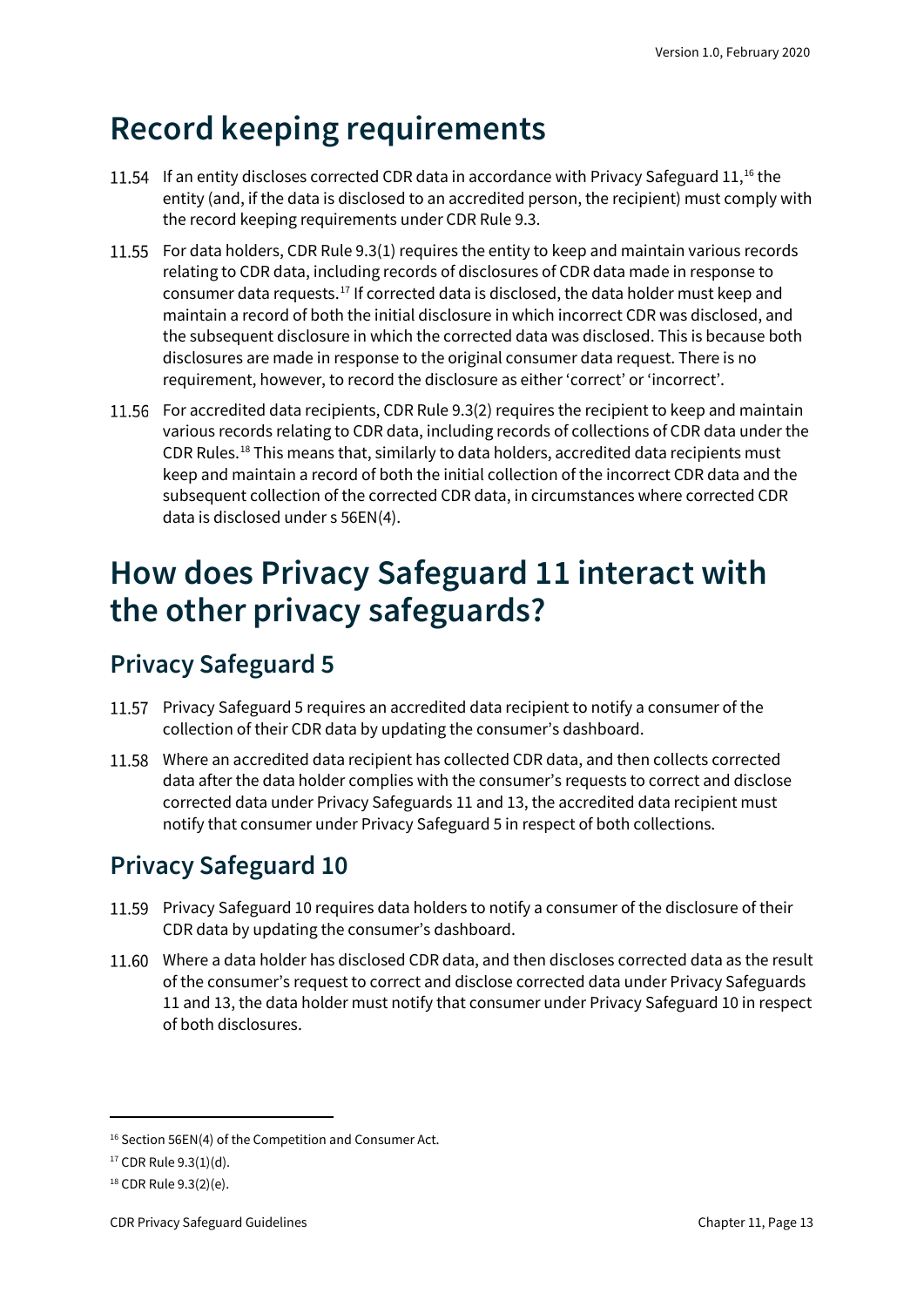# Record keeping requirements

11.54 If an entity discloses corrected CDR data in accordance with Privacy Safeguard 11,[16] the entity (and, if the data is disclosed to an accredited person, the recipient) must comply with the record keeping requirements under CDR Rule 9.3.

11.55 For data holders, CDR Rule 9.3(1) requires the entity to keep and maintain various records relating to CDR data, including records of disclosures of CDR data made in response to consumer data requests.[17] If corrected data is disclosed, the data holder must keep and maintain a record of both the initial disclosure in which incorrect CDR was disclosed, and the subsequent disclosure in which the corrected data was disclosed. This is because both disclosures are made in response to the original consumer data request. There is no requirement, however, to record the disclosure as either 'correct' or 'incorrect'.

11.56 For accredited data recipients, CDR Rule 9.3(2) requires the recipient to keep and maintain various records relating to CDR data, including records of collections of CDR data under the CDR Rules.[18] This means that, similarly to data holders, accredited data recipients must keep and maintain a record of both the initial collection of the incorrect CDR data and the subsequent collection of the corrected CDR data, in circumstances where corrected CDR data is disclosed under s 56EN(4).

# How does Privacy Safeguard 11 interact with the other privacy safeguards?

## Privacy Safeguard 5

11.57 Privacy Safeguard 5 requires an accredited data recipient to notify a consumer of the collection of their CDR data by updating the consumer's dashboard.

11.58 Where an accredited data recipient has collected CDR data, and then collects corrected data after the data holder complies with the consumer's requests to correct and disclose corrected data under Privacy Safeguards 11 and 13, the accredited data recipient must notify that consumer under Privacy Safeguard 5 in respect of both collections.

## Privacy Safeguard 10

11.59 Privacy Safeguard 10 requires data holders to notify a consumer of the disclosure of their CDR data by updating the consumer's dashboard.

11.60 Where a data holder has disclosed CDR data, and then discloses corrected data as the result of the consumer's request to correct and disclose corrected data under Privacy Safeguards 11 and 13, the data holder must notify that consumer under Privacy Safeguard 10 in respect of both disclosures.

---

[16] Section 56EN(4) of the Competition and Consumer Act.

[17] CDR Rule 9.3(1)(d).

[18] CDR Rule 9.3(2)(e).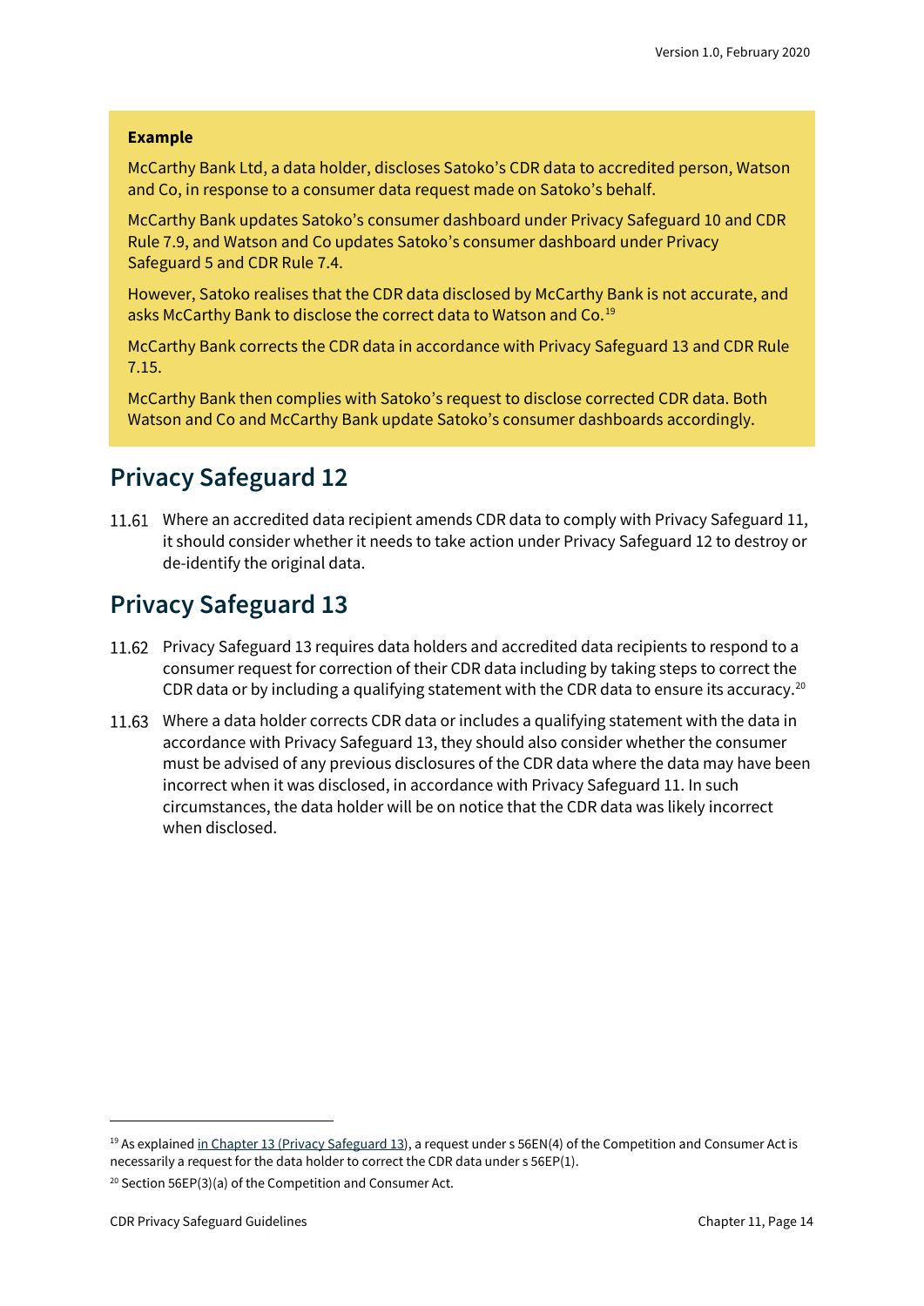**Example**

McCarthy Bank Ltd, a data holder, discloses Satoko's CDR data to accredited person, Watson and Co, in response to a consumer data request made on Satoko's behalf.

McCarthy Bank updates Satoko's consumer dashboard under Privacy Safeguard 10 and CDR Rule 7.9, and Watson and Co updates Satoko's consumer dashboard under Privacy Safeguard 5 and CDR Rule 7.4.

However, Satoko realises that the CDR data disclosed by McCarthy Bank is not accurate, and asks McCarthy Bank to disclose the correct data to Watson and Co.[19]

McCarthy Bank corrects the CDR data in accordance with Privacy Safeguard 13 and CDR Rule 7.15.

McCarthy Bank then complies with Satoko's request to disclose corrected CDR data. Both Watson and Co and McCarthy Bank update Satoko's consumer dashboards accordingly.

## Privacy Safeguard 12

11.61 Where an accredited data recipient amends CDR data to comply with Privacy Safeguard 11, it should consider whether it needs to take action under Privacy Safeguard 12 to destroy or de-identify the original data.

## Privacy Safeguard 13

11.62 Privacy Safeguard 13 requires data holders and accredited data recipients to respond to a consumer request for correction of their CDR data including by taking steps to correct the CDR data or by including a qualifying statement with the CDR data to ensure its accuracy.[20]

11.63 Where a data holder corrects CDR data or includes a qualifying statement with the data in accordance with Privacy Safeguard 13, they should also consider whether the consumer must be advised of any previous disclosures of the CDR data where the data may have been incorrect when it was disclosed, in accordance with Privacy Safeguard 11. In such circumstances, the data holder will be on notice that the CDR data was likely incorrect when disclosed.

---

[19] As explained in Chapter 13 (Privacy Safeguard 13), a request under s 56EN(4) of the Competition and Consumer Act is necessarily a request for the data holder to correct the CDR data under s 56EP(1).

[20] Section 56EP(3)(a) of the Competition and Consumer Act.